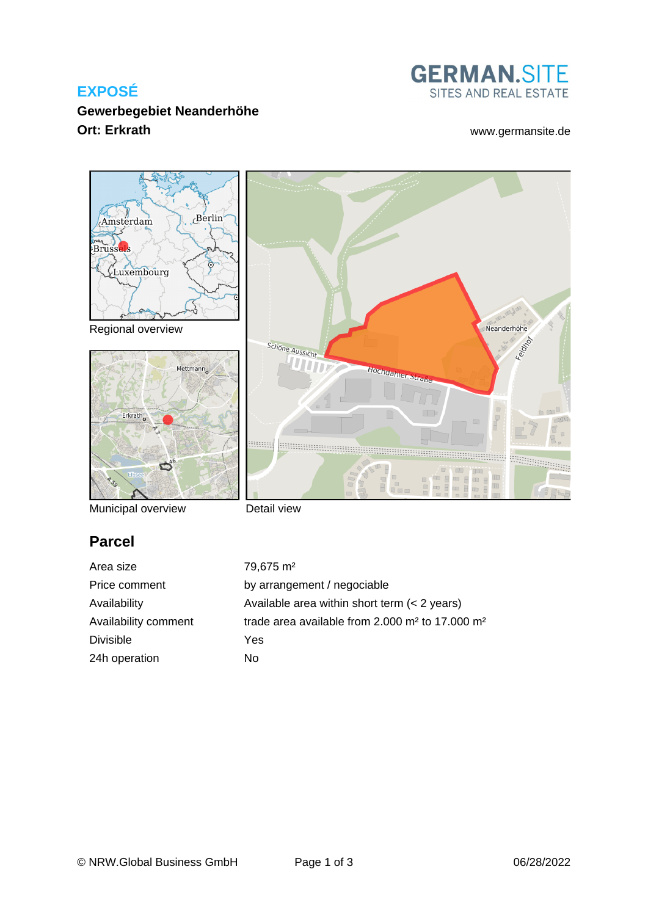**EXPOSÉ**

**Gewerbegebiet Neanderhöhe**

**Ort: Erkrath**

GERMAN.SITE
SITES AND REAL ESTATE

www.germansite.de

Regional overview

Municipal overview

Detail view

## Parcel

| | |
|---|---|
| Area size | 79,675 m² |
| Price comment | by arrangement / negociable |
| Availability | Available area within short term (< 2 years) |
| Availability comment | trade area available from 2.000 m² to 17.000 m² |
| Divisible | Yes |
| 24h operation | No |

© NRW.Global Business GmbH

06/28/2022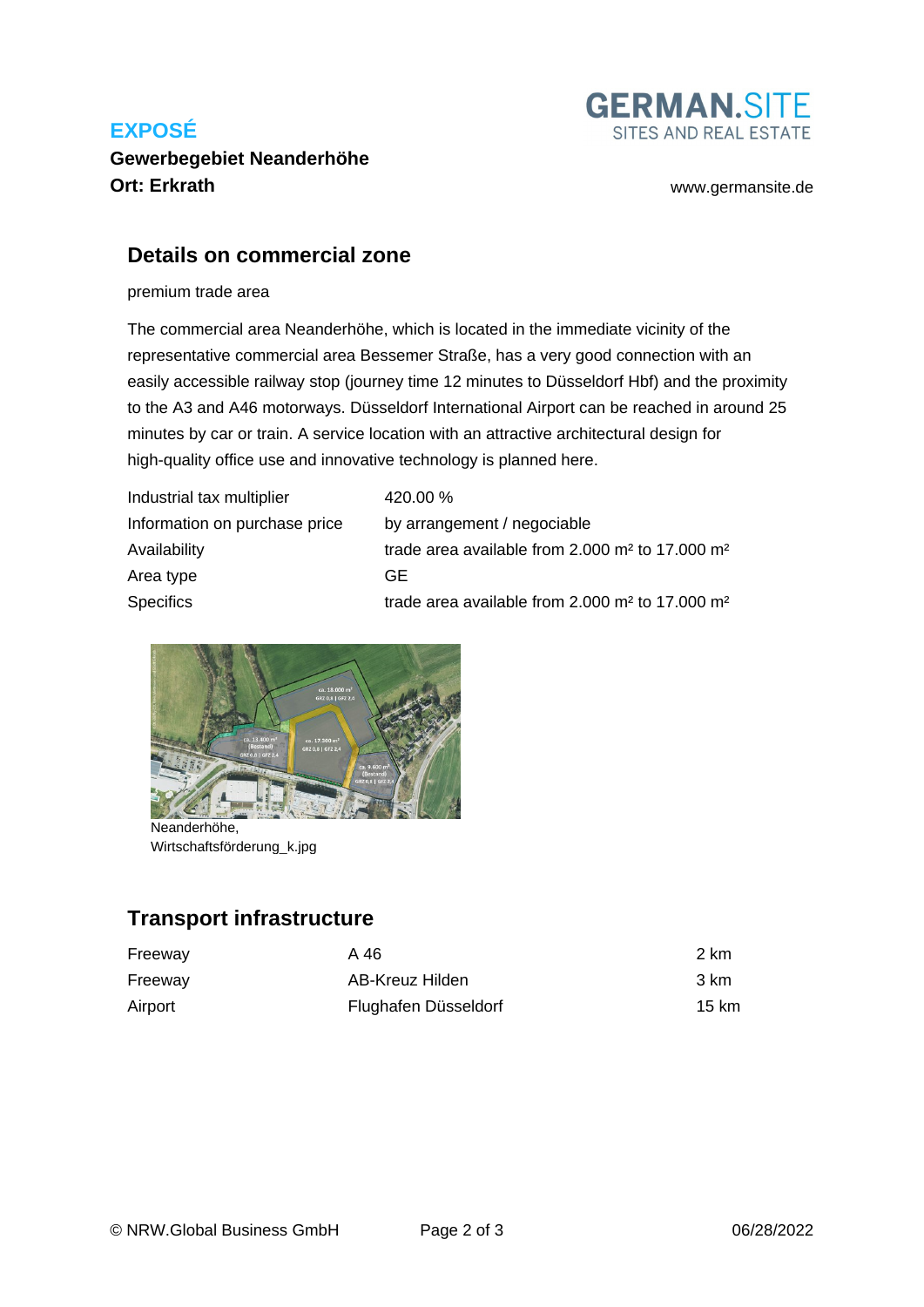**EXPOSÉ**

**Gewerbegebiet Neanderhöhe**
**Ort: Erkrath**

www.germansite.de

## Details on commercial zone

premium trade area

The commercial area Neanderhöhe, which is located in the immediate vicinity of the representative commercial area Bessemer Straße, has a very good connection with an easily accessible railway stop (journey time 12 minutes to Düsseldorf Hbf) and the proximity to the A3 and A46 motorways. Düsseldorf International Airport can be reached in around 25 minutes by car or train. A service location with an attractive architectural design for high-quality office use and innovative technology is planned here.

| | |
|---|---|
| Industrial tax multiplier | 420.00 % |
| Information on purchase price | by arrangement / negociable |
| Availability | trade area available from 2.000 m² to 17.000 m² |
| Area type | GE |
| Specifics | trade area available from 2.000 m² to 17.000 m² |

Neanderhöhe,
Wirtschaftsförderung_k.jpg

## Transport infrastructure

| | | |
|---|---|---|
| Freeway | A 46 | 2 km |
| Freeway | AB-Kreuz Hilden | 3 km |
| Airport | Flughafen Düsseldorf | 15 km |

© NRW.Global Business GmbH 06/28/2022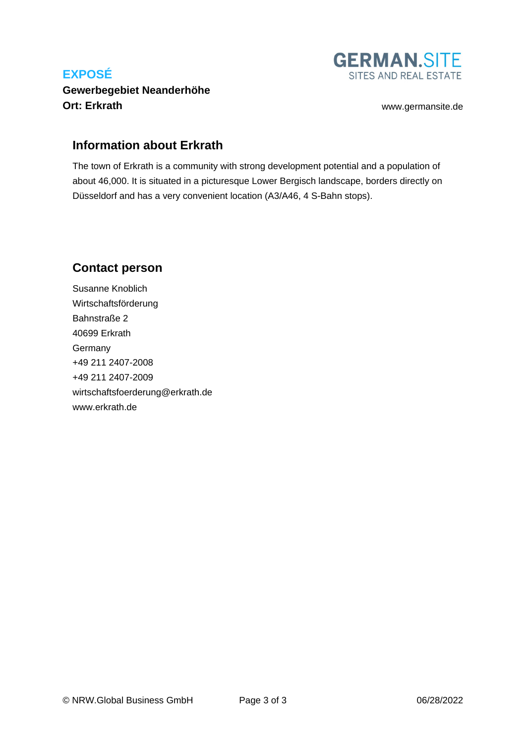## Information about Erkrath

The town of Erkrath is a community with strong development potential and a population of about 46,000. It is situated in a picturesque Lower Bergisch landscape, borders directly on Düsseldorf and has a very convenient location (A3/A46, 4 S-Bahn stops).

## Contact person

Susanne Knoblich
Wirtschaftsförderung
Bahnstraße 2
40699 Erkrath
Germany
+49 211 2407-2008
+49 211 2407-2009
wirtschaftsfoerderung@erkrath.de
www.erkrath.de